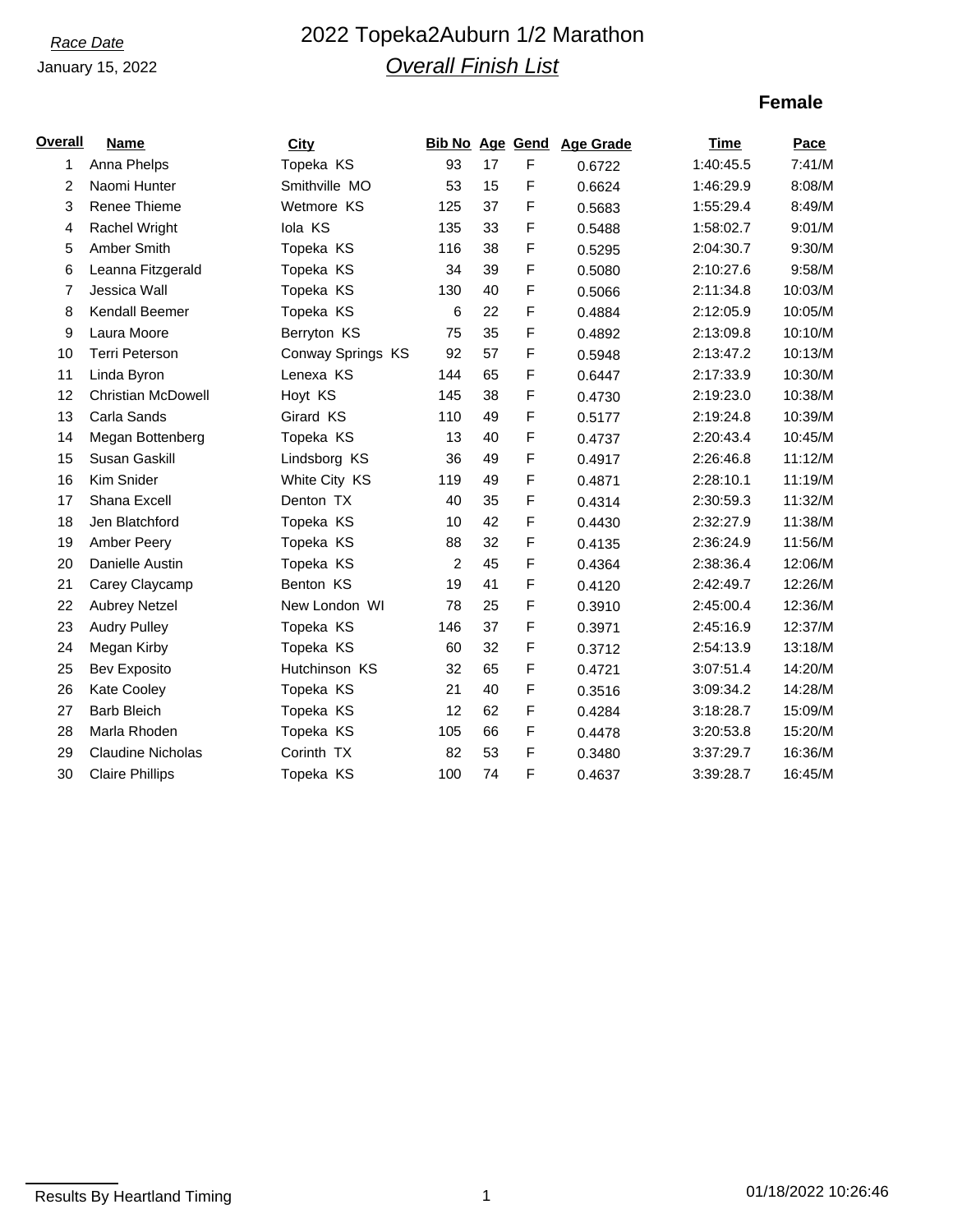*Race Date*

January 15, 2022

# 2022 Topeka2Auburn 1/2 Marathon

## *Overall Finish List*

**Female**

| Overall | Name | City | Bib No | Age | Gend | Age Grade | Time | Pace |
|---|---|---|---|---|---|---|---|---|
| 1 | Anna Phelps | Topeka KS | 93 | 17 | F | 0.6722 | 1:40:45.5 | 7:41/M |
| 2 | Naomi Hunter | Smithville MO | 53 | 15 | F | 0.6624 | 1:46:29.9 | 8:08/M |
| 3 | Renee Thieme | Wetmore KS | 125 | 37 | F | 0.5683 | 1:55:29.4 | 8:49/M |
| 4 | Rachel Wright | Iola KS | 135 | 33 | F | 0.5488 | 1:58:02.7 | 9:01/M |
| 5 | Amber Smith | Topeka KS | 116 | 38 | F | 0.5295 | 2:04:30.7 | 9:30/M |
| 6 | Leanna Fitzgerald | Topeka KS | 34 | 39 | F | 0.5080 | 2:10:27.6 | 9:58/M |
| 7 | Jessica Wall | Topeka KS | 130 | 40 | F | 0.5066 | 2:11:34.8 | 10:03/M |
| 8 | Kendall Beemer | Topeka KS | 6 | 22 | F | 0.4884 | 2:12:05.9 | 10:05/M |
| 9 | Laura Moore | Berryton KS | 75 | 35 | F | 0.4892 | 2:13:09.8 | 10:10/M |
| 10 | Terri Peterson | Conway Springs KS | 92 | 57 | F | 0.5948 | 2:13:47.2 | 10:13/M |
| 11 | Linda Byron | Lenexa KS | 144 | 65 | F | 0.6447 | 2:17:33.9 | 10:30/M |
| 12 | Christian McDowell | Hoyt KS | 145 | 38 | F | 0.4730 | 2:19:23.0 | 10:38/M |
| 13 | Carla Sands | Girard KS | 110 | 49 | F | 0.5177 | 2:19:24.8 | 10:39/M |
| 14 | Megan Bottenberg | Topeka KS | 13 | 40 | F | 0.4737 | 2:20:43.4 | 10:45/M |
| 15 | Susan Gaskill | Lindsborg KS | 36 | 49 | F | 0.4917 | 2:26:46.8 | 11:12/M |
| 16 | Kim Snider | White City KS | 119 | 49 | F | 0.4871 | 2:28:10.1 | 11:19/M |
| 17 | Shana Excell | Denton TX | 40 | 35 | F | 0.4314 | 2:30:59.3 | 11:32/M |
| 18 | Jen Blatchford | Topeka KS | 10 | 42 | F | 0.4430 | 2:32:27.9 | 11:38/M |
| 19 | Amber Peery | Topeka KS | 88 | 32 | F | 0.4135 | 2:36:24.9 | 11:56/M |
| 20 | Danielle Austin | Topeka KS | 2 | 45 | F | 0.4364 | 2:38:36.4 | 12:06/M |
| 21 | Carey Claycamp | Benton KS | 19 | 41 | F | 0.4120 | 2:42:49.7 | 12:26/M |
| 22 | Aubrey Netzel | New London WI | 78 | 25 | F | 0.3910 | 2:45:00.4 | 12:36/M |
| 23 | Audry Pulley | Topeka KS | 146 | 37 | F | 0.3971 | 2:45:16.9 | 12:37/M |
| 24 | Megan Kirby | Topeka KS | 60 | 32 | F | 0.3712 | 2:54:13.9 | 13:18/M |
| 25 | Bev Exposito | Hutchinson KS | 32 | 65 | F | 0.4721 | 3:07:51.4 | 14:20/M |
| 26 | Kate Cooley | Topeka KS | 21 | 40 | F | 0.3516 | 3:09:34.2 | 14:28/M |
| 27 | Barb Bleich | Topeka KS | 12 | 62 | F | 0.4284 | 3:18:28.7 | 15:09/M |
| 28 | Marla Rhoden | Topeka KS | 105 | 66 | F | 0.4478 | 3:20:53.8 | 15:20/M |
| 29 | Claudine Nicholas | Corinth TX | 82 | 53 | F | 0.3480 | 3:37:29.7 | 16:36/M |
| 30 | Claire Phillips | Topeka KS | 100 | 74 | F | 0.4637 | 3:39:28.7 | 16:45/M |

Results By Heartland Timing

01/18/2022 10:26:46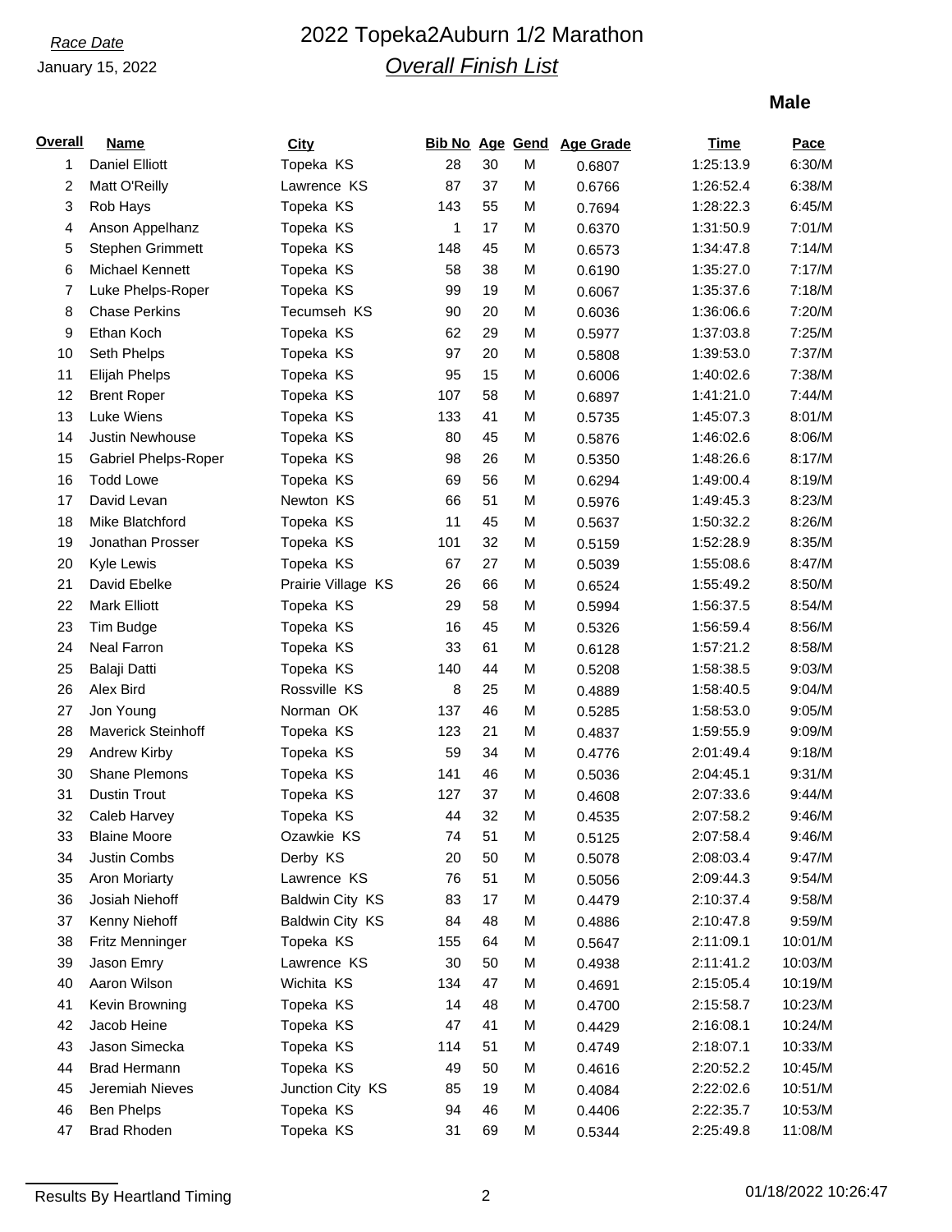*Race Date*

January 15, 2022

# 2022 Topeka2Auburn 1/2 Marathon

## *Overall Finish List*

**Male**

| Overall | Name | City | Bib No | Age | Gend | Age Grade | Time | Pace |
|---|---|---|---|---|---|---|---|---|
| 1 | Daniel Elliott | Topeka KS | 28 | 30 | M | 0.6807 | 1:25:13.9 | 6:30/M |
| 2 | Matt O'Reilly | Lawrence KS | 87 | 37 | M | 0.6766 | 1:26:52.4 | 6:38/M |
| 3 | Rob Hays | Topeka KS | 143 | 55 | M | 0.7694 | 1:28:22.3 | 6:45/M |
| 4 | Anson Appelhanz | Topeka KS | 1 | 17 | M | 0.6370 | 1:31:50.9 | 7:01/M |
| 5 | Stephen Grimmett | Topeka KS | 148 | 45 | M | 0.6573 | 1:34:47.8 | 7:14/M |
| 6 | Michael Kennett | Topeka KS | 58 | 38 | M | 0.6190 | 1:35:27.0 | 7:17/M |
| 7 | Luke Phelps-Roper | Topeka KS | 99 | 19 | M | 0.6067 | 1:35:37.6 | 7:18/M |
| 8 | Chase Perkins | Tecumseh KS | 90 | 20 | M | 0.6036 | 1:36:06.6 | 7:20/M |
| 9 | Ethan Koch | Topeka KS | 62 | 29 | M | 0.5977 | 1:37:03.8 | 7:25/M |
| 10 | Seth Phelps | Topeka KS | 97 | 20 | M | 0.5808 | 1:39:53.0 | 7:37/M |
| 11 | Elijah Phelps | Topeka KS | 95 | 15 | M | 0.6006 | 1:40:02.6 | 7:38/M |
| 12 | Brent Roper | Topeka KS | 107 | 58 | M | 0.6897 | 1:41:21.0 | 7:44/M |
| 13 | Luke Wiens | Topeka KS | 133 | 41 | M | 0.5735 | 1:45:07.3 | 8:01/M |
| 14 | Justin Newhouse | Topeka KS | 80 | 45 | M | 0.5876 | 1:46:02.6 | 8:06/M |
| 15 | Gabriel Phelps-Roper | Topeka KS | 98 | 26 | M | 0.5350 | 1:48:26.6 | 8:17/M |
| 16 | Todd Lowe | Topeka KS | 69 | 56 | M | 0.6294 | 1:49:00.4 | 8:19/M |
| 17 | David Levan | Newton KS | 66 | 51 | M | 0.5976 | 1:49:45.3 | 8:23/M |
| 18 | Mike Blatchford | Topeka KS | 11 | 45 | M | 0.5637 | 1:50:32.2 | 8:26/M |
| 19 | Jonathan Prosser | Topeka KS | 101 | 32 | M | 0.5159 | 1:52:28.9 | 8:35/M |
| 20 | Kyle Lewis | Topeka KS | 67 | 27 | M | 0.5039 | 1:55:08.6 | 8:47/M |
| 21 | David Ebelke | Prairie Village KS | 26 | 66 | M | 0.6524 | 1:55:49.2 | 8:50/M |
| 22 | Mark Elliott | Topeka KS | 29 | 58 | M | 0.5994 | 1:56:37.5 | 8:54/M |
| 23 | Tim Budge | Topeka KS | 16 | 45 | M | 0.5326 | 1:56:59.4 | 8:56/M |
| 24 | Neal Farron | Topeka KS | 33 | 61 | M | 0.6128 | 1:57:21.2 | 8:58/M |
| 25 | Balaji Datti | Topeka KS | 140 | 44 | M | 0.5208 | 1:58:38.5 | 9:03/M |
| 26 | Alex Bird | Rossville KS | 8 | 25 | M | 0.4889 | 1:58:40.5 | 9:04/M |
| 27 | Jon Young | Norman OK | 137 | 46 | M | 0.5285 | 1:58:53.0 | 9:05/M |
| 28 | Maverick Steinhoff | Topeka KS | 123 | 21 | M | 0.4837 | 1:59:55.9 | 9:09/M |
| 29 | Andrew Kirby | Topeka KS | 59 | 34 | M | 0.4776 | 2:01:49.4 | 9:18/M |
| 30 | Shane Plemons | Topeka KS | 141 | 46 | M | 0.5036 | 2:04:45.1 | 9:31/M |
| 31 | Dustin Trout | Topeka KS | 127 | 37 | M | 0.4608 | 2:07:33.6 | 9:44/M |
| 32 | Caleb Harvey | Topeka KS | 44 | 32 | M | 0.4535 | 2:07:58.2 | 9:46/M |
| 33 | Blaine Moore | Ozawkie KS | 74 | 51 | M | 0.5125 | 2:07:58.4 | 9:46/M |
| 34 | Justin Combs | Derby KS | 20 | 50 | M | 0.5078 | 2:08:03.4 | 9:47/M |
| 35 | Aron Moriarty | Lawrence KS | 76 | 51 | M | 0.5056 | 2:09:44.3 | 9:54/M |
| 36 | Josiah Niehoff | Baldwin City KS | 83 | 17 | M | 0.4479 | 2:10:37.4 | 9:58/M |
| 37 | Kenny Niehoff | Baldwin City KS | 84 | 48 | M | 0.4886 | 2:10:47.8 | 9:59/M |
| 38 | Fritz Menninger | Topeka KS | 155 | 64 | M | 0.5647 | 2:11:09.1 | 10:01/M |
| 39 | Jason Emry | Lawrence KS | 30 | 50 | M | 0.4938 | 2:11:41.2 | 10:03/M |
| 40 | Aaron Wilson | Wichita KS | 134 | 47 | M | 0.4691 | 2:15:05.4 | 10:19/M |
| 41 | Kevin Browning | Topeka KS | 14 | 48 | M | 0.4700 | 2:15:58.7 | 10:23/M |
| 42 | Jacob Heine | Topeka KS | 47 | 41 | M | 0.4429 | 2:16:08.1 | 10:24/M |
| 43 | Jason Simecka | Topeka KS | 114 | 51 | M | 0.4749 | 2:18:07.1 | 10:33/M |
| 44 | Brad Hermann | Topeka KS | 49 | 50 | M | 0.4616 | 2:20:52.2 | 10:45/M |
| 45 | Jeremiah Nieves | Junction City KS | 85 | 19 | M | 0.4084 | 2:22:02.6 | 10:51/M |
| 46 | Ben Phelps | Topeka KS | 94 | 46 | M | 0.4406 | 2:22:35.7 | 10:53/M |
| 47 | Brad Rhoden | Topeka KS | 31 | 69 | M | 0.5344 | 2:25:49.8 | 11:08/M |

Results By Heartland Timing

01/18/2022 10:26:47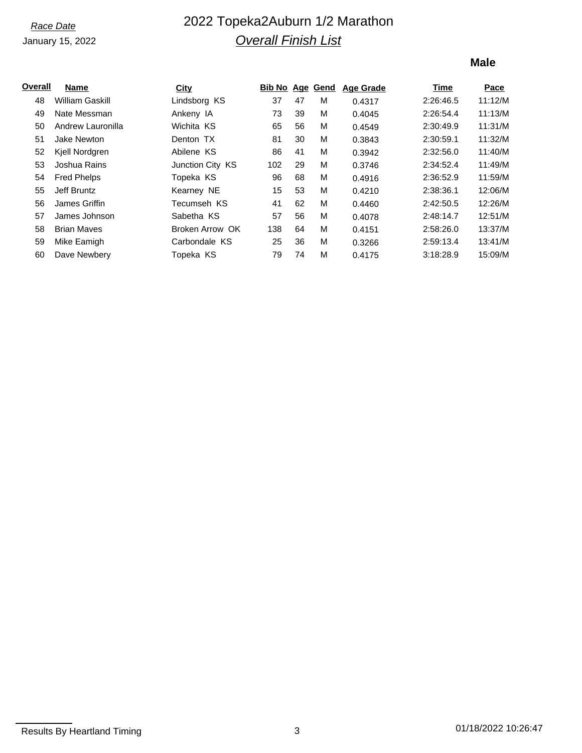*Race Date*

January 15, 2022

# 2022 Topeka2Auburn 1/2 Marathon

## *Overall Finish List*

**Male**

| Overall | Name | City | Bib No | Age | Gend | Age Grade | Time | Pace |
|---|---|---|---|---|---|---|---|---|
| 48 | William Gaskill | Lindsborg KS | 37 | 47 | M | 0.4317 | 2:26:46.5 | 11:12/M |
| 49 | Nate Messman | Ankeny IA | 73 | 39 | M | 0.4045 | 2:26:54.4 | 11:13/M |
| 50 | Andrew Lauronilla | Wichita KS | 65 | 56 | M | 0.4549 | 2:30:49.9 | 11:31/M |
| 51 | Jake Newton | Denton TX | 81 | 30 | M | 0.3843 | 2:30:59.1 | 11:32/M |
| 52 | Kjell Nordgren | Abilene KS | 86 | 41 | M | 0.3942 | 2:32:56.0 | 11:40/M |
| 53 | Joshua Rains | Junction City KS | 102 | 29 | M | 0.3746 | 2:34:52.4 | 11:49/M |
| 54 | Fred Phelps | Topeka KS | 96 | 68 | M | 0.4916 | 2:36:52.9 | 11:59/M |
| 55 | Jeff Bruntz | Kearney NE | 15 | 53 | M | 0.4210 | 2:38:36.1 | 12:06/M |
| 56 | James Griffin | Tecumseh KS | 41 | 62 | M | 0.4460 | 2:42:50.5 | 12:26/M |
| 57 | James Johnson | Sabetha KS | 57 | 56 | M | 0.4078 | 2:48:14.7 | 12:51/M |
| 58 | Brian Maves | Broken Arrow OK | 138 | 64 | M | 0.4151 | 2:58:26.0 | 13:37/M |
| 59 | Mike Eamigh | Carbondale KS | 25 | 36 | M | 0.3266 | 2:59:13.4 | 13:41/M |
| 60 | Dave Newbery | Topeka KS | 79 | 74 | M | 0.4175 | 3:18:28.9 | 15:09/M |

Results By Heartland Timing

01/18/2022 10:26:47